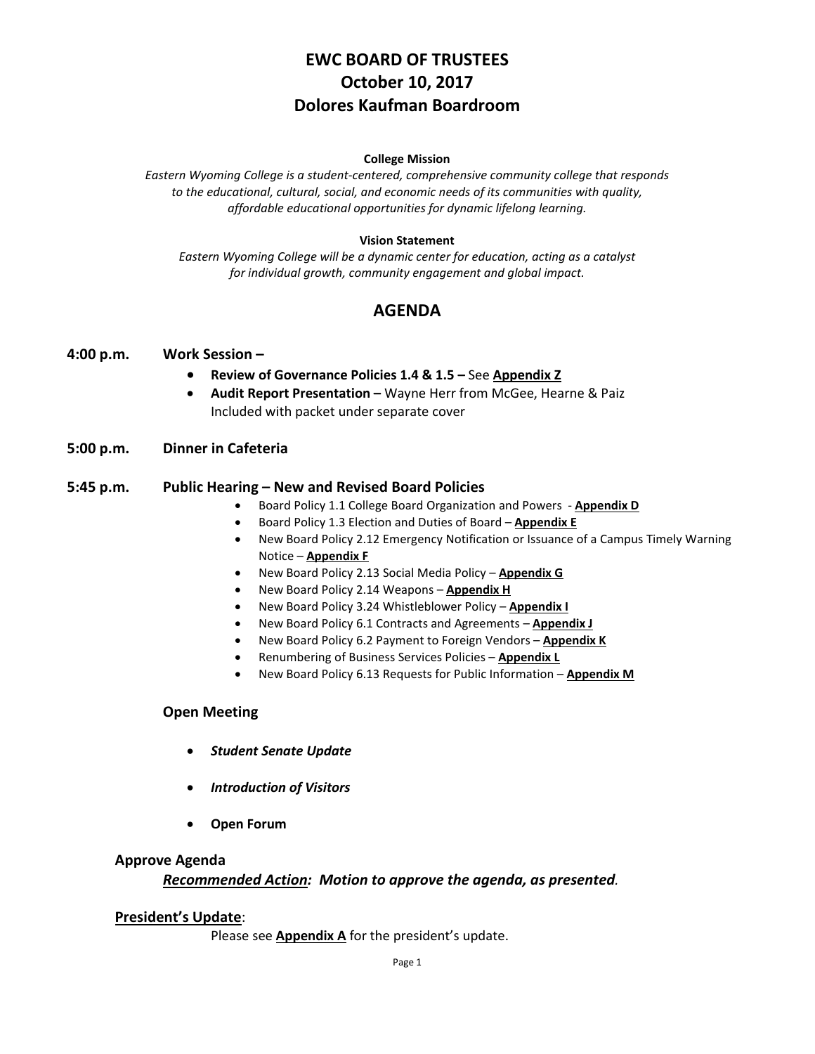# EWC BOARD OF TRUSTEES
# October 10, 2017
# Dolores Kaufman Boardroom

**College Mission**

*Eastern Wyoming College is a student-centered, comprehensive community college that responds to the educational, cultural, social, and economic needs of its communities with quality, affordable educational opportunities for dynamic lifelong learning.*

**Vision Statement**

*Eastern Wyoming College will be a dynamic center for education, acting as a catalyst for individual growth, community engagement and global impact.*

## AGENDA

**4:00 p.m. Work Session –**

- **Review of Governance Policies 1.4 & 1.5 –** See **Appendix Z**
- **Audit Report Presentation –** Wayne Herr from McGee, Hearne & Paiz
  Included with packet under separate cover

**5:00 p.m. Dinner in Cafeteria**

**5:45 p.m. Public Hearing – New and Revised Board Policies**

- Board Policy 1.1 College Board Organization and Powers - **Appendix D**
- Board Policy 1.3 Election and Duties of Board – **Appendix E**
- New Board Policy 2.12 Emergency Notification or Issuance of a Campus Timely Warning Notice – **Appendix F**
- New Board Policy 2.13 Social Media Policy – **Appendix G**
- New Board Policy 2.14 Weapons – **Appendix H**
- New Board Policy 3.24 Whistleblower Policy – **Appendix I**
- New Board Policy 6.1 Contracts and Agreements – **Appendix J**
- New Board Policy 6.2 Payment to Foreign Vendors – **Appendix K**
- Renumbering of Business Services Policies – **Appendix L**
- New Board Policy 6.13 Requests for Public Information – **Appendix M**

**Open Meeting**

- ***Student Senate Update***
- ***Introduction of Visitors***
- **Open Forum**

**Approve Agenda**

***Recommended Action:** Motion to approve the agenda, as presented.*

**President's Update**:

Please see **Appendix A** for the president's update.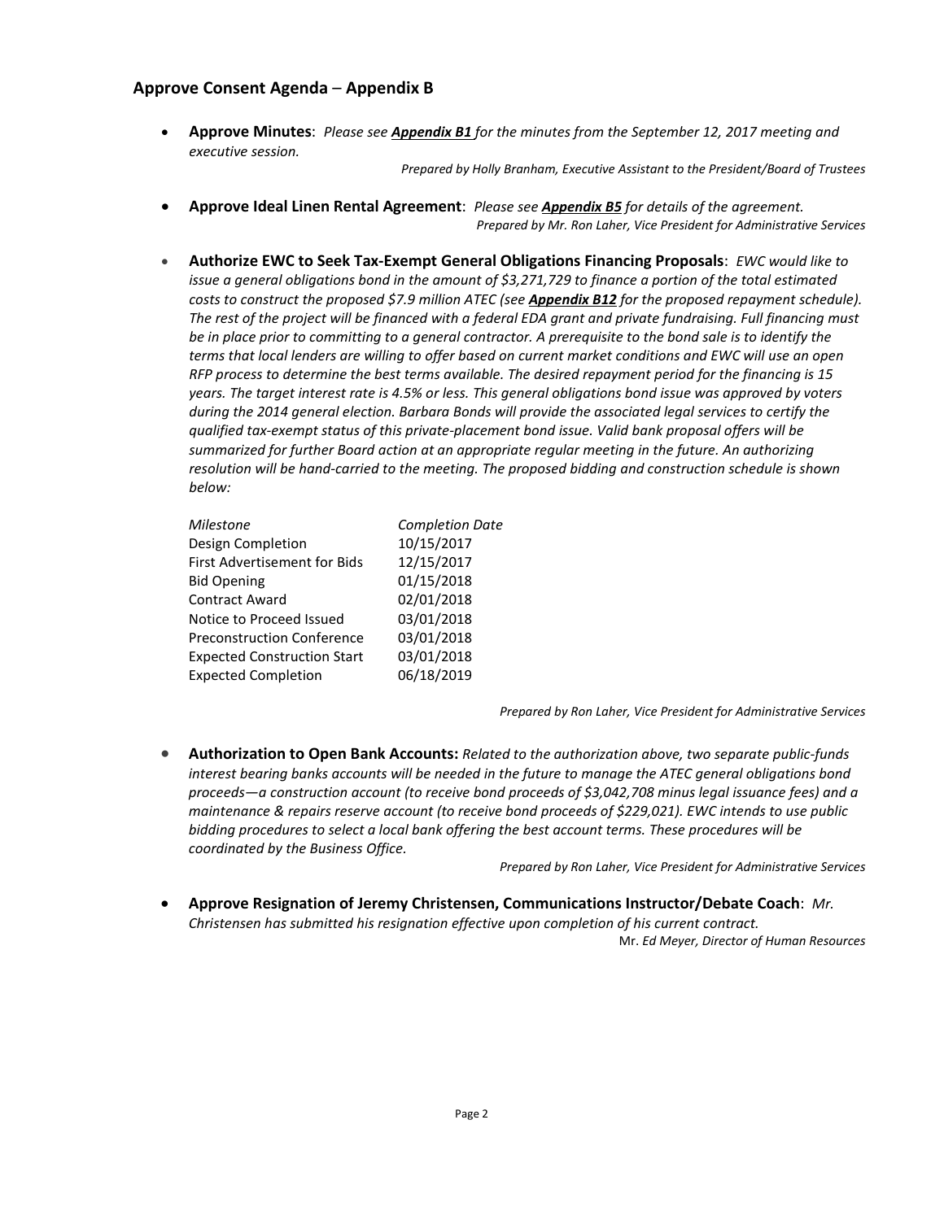## Approve Consent Agenda – Appendix B

- **Approve Minutes**: *Please see **Appendix B1** for the minutes from the September 12, 2017 meeting and executive session.*

  *Prepared by Holly Branham, Executive Assistant to the President/Board of Trustees*

- **Approve Ideal Linen Rental Agreement**: *Please see **Appendix B5** for details of the agreement.*

  *Prepared by Mr. Ron Laher, Vice President for Administrative Services*

- **Authorize EWC to Seek Tax-Exempt General Obligations Financing Proposals**: *EWC would like to issue a general obligations bond in the amount of $3,271,729 to finance a portion of the total estimated costs to construct the proposed $7.9 million ATEC (see **Appendix B12** for the proposed repayment schedule). The rest of the project will be financed with a federal EDA grant and private fundraising. Full financing must be in place prior to committing to a general contractor. A prerequisite to the bond sale is to identify the terms that local lenders are willing to offer based on current market conditions and EWC will use an open RFP process to determine the best terms available. The desired repayment period for the financing is 15 years. The target interest rate is 4.5% or less. This general obligations bond issue was approved by voters during the 2014 general election. Barbara Bonds will provide the associated legal services to certify the qualified tax-exempt status of this private-placement bond issue. Valid bank proposal offers will be summarized for further Board action at an appropriate regular meeting in the future. An authorizing resolution will be hand-carried to the meeting. The proposed bidding and construction schedule is shown below:*

  | *Milestone* | *Completion Date* |
  |---|---|
  | Design Completion | 10/15/2017 |
  | First Advertisement for Bids | 12/15/2017 |
  | Bid Opening | 01/15/2018 |
  | Contract Award | 02/01/2018 |
  | Notice to Proceed Issued | 03/01/2018 |
  | Preconstruction Conference | 03/01/2018 |
  | Expected Construction Start | 03/01/2018 |
  | Expected Completion | 06/18/2019 |

  *Prepared by Ron Laher, Vice President for Administrative Services*

- **Authorization to Open Bank Accounts:** *Related to the authorization above, two separate public-funds interest bearing banks accounts will be needed in the future to manage the ATEC general obligations bond proceeds—a construction account (to receive bond proceeds of $3,042,708 minus legal issuance fees) and a maintenance & repairs reserve account (to receive bond proceeds of $229,021). EWC intends to use public bidding procedures to select a local bank offering the best account terms. These procedures will be coordinated by the Business Office.*

  *Prepared by Ron Laher, Vice President for Administrative Services*

- **Approve Resignation of Jeremy Christensen, Communications Instructor/Debate Coach**: *Mr. Christensen has submitted his resignation effective upon completion of his current contract.*

  Mr. *Ed Meyer, Director of Human Resources*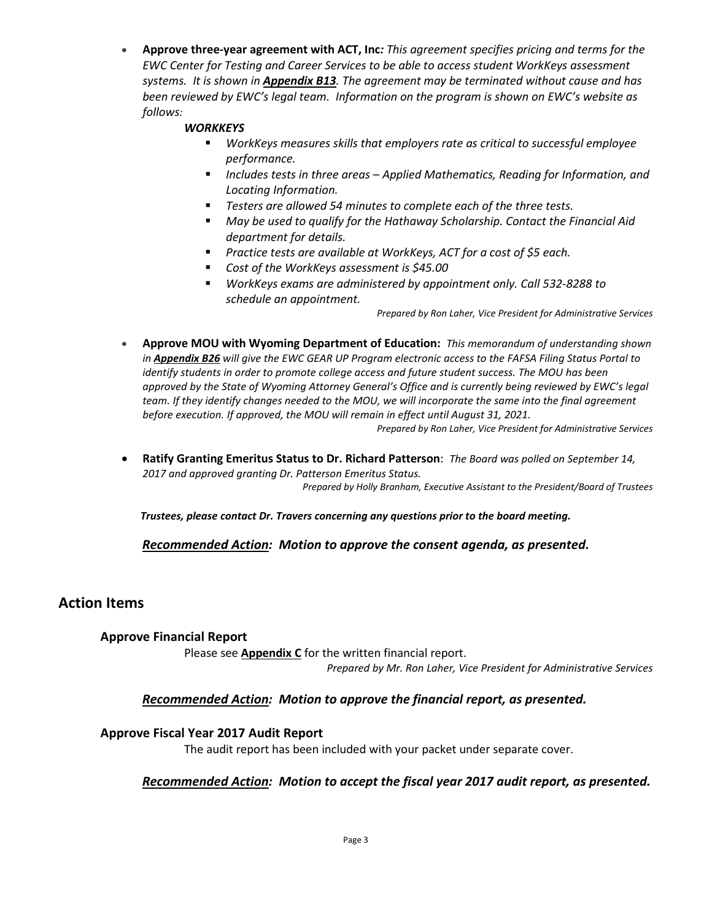- **Approve three-year agreement with ACT, Inc***: This agreement specifies pricing and terms for the EWC Center for Testing and Career Services to be able to access student WorkKeys assessment systems. It is shown in* ***Appendix B13****. The agreement may be terminated without cause and has been reviewed by EWC's legal team. Information on the program is shown on EWC's website as follows:*

  ***WORKKEYS***

  - *WorkKeys measures skills that employers rate as critical to successful employee performance.*
  - *Includes tests in three areas – Applied Mathematics, Reading for Information, and Locating Information.*
  - *Testers are allowed 54 minutes to complete each of the three tests.*
  - *May be used to qualify for the Hathaway Scholarship. Contact the Financial Aid department for details.*
  - *Practice tests are available at WorkKeys, ACT for a cost of $5 each.*
  - *Cost of the WorkKeys assessment is $45.00*
  - *WorkKeys exams are administered by appointment only. Call 532-8288 to schedule an appointment.*

  *Prepared by Ron Laher, Vice President for Administrative Services*

- **Approve MOU with Wyoming Department of Education:** *This memorandum of understanding shown in* ***Appendix B26*** *will give the EWC GEAR UP Program electronic access to the FAFSA Filing Status Portal to identify students in order to promote college access and future student success. The MOU has been approved by the State of Wyoming Attorney General's Office and is currently being reviewed by EWC's legal team. If they identify changes needed to the MOU, we will incorporate the same into the final agreement before execution. If approved, the MOU will remain in effect until August 31, 2021.*

  *Prepared by Ron Laher, Vice President for Administrative Services*

- **Ratify Granting Emeritus Status to Dr. Richard Patterson**: *The Board was polled on September 14, 2017 and approved granting Dr. Patterson Emeritus Status.*

  *Prepared by Holly Branham, Executive Assistant to the President/Board of Trustees*

***Trustees, please contact Dr. Travers concerning any questions prior to the board meeting.***

***Recommended Action: Motion to approve the consent agenda, as presented.***

## Action Items

### Approve Financial Report

Please see **Appendix C** for the written financial report.

*Prepared by Mr. Ron Laher, Vice President for Administrative Services*

***Recommended Action: Motion to approve the financial report, as presented.***

### Approve Fiscal Year 2017 Audit Report

The audit report has been included with your packet under separate cover.

***Recommended Action: Motion to accept the fiscal year 2017 audit report, as presented.***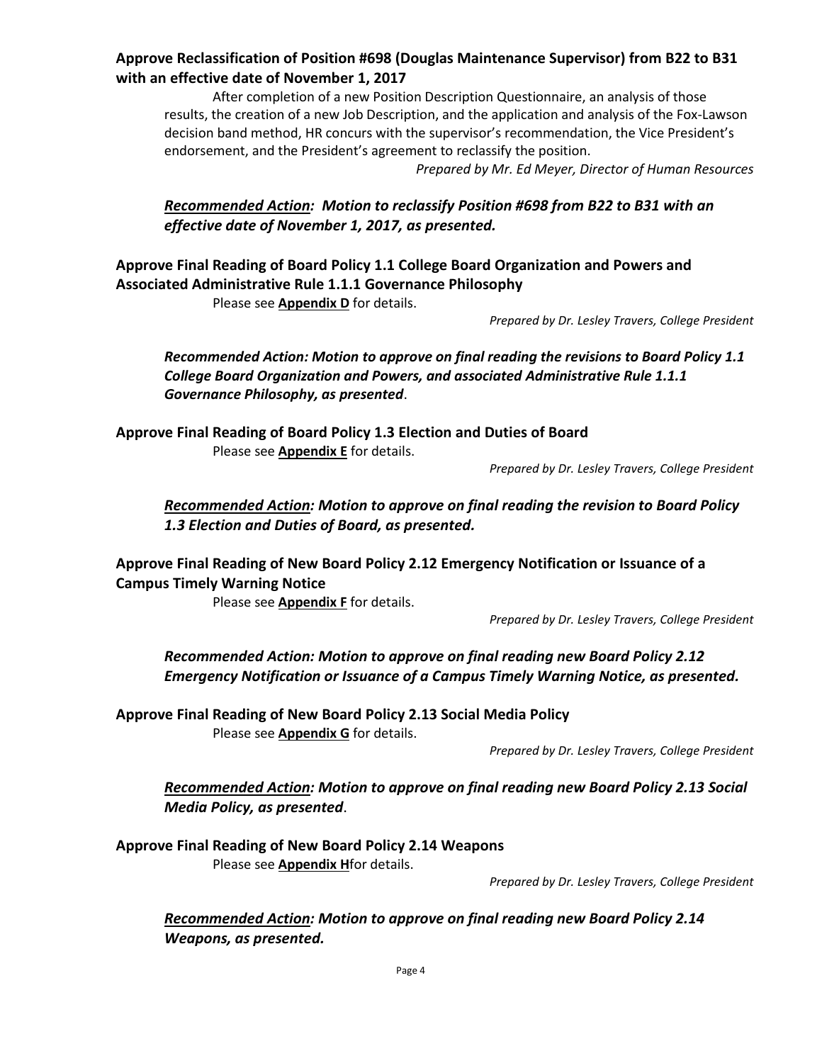**Approve Reclassification of Position #698 (Douglas Maintenance Supervisor) from B22 to B31 with an effective date of November 1, 2017**

After completion of a new Position Description Questionnaire, an analysis of those results, the creation of a new Job Description, and the application and analysis of the Fox-Lawson decision band method, HR concurs with the supervisor's recommendation, the Vice President's endorsement, and the President's agreement to reclassify the position.

*Prepared by Mr. Ed Meyer, Director of Human Resources*

***Recommended Action:** Motion to reclassify Position #698 from B22 to B31 with an effective date of November 1, 2017, as presented.*

**Approve Final Reading of Board Policy 1.1 College Board Organization and Powers and Associated Administrative Rule 1.1.1 Governance Philosophy**

Please see **Appendix D** for details.

*Prepared by Dr. Lesley Travers, College President*

***Recommended Action: Motion to approve on final reading the revisions to Board Policy 1.1 College Board Organization and Powers, and associated Administrative Rule 1.1.1 Governance Philosophy, as presented.***

**Approve Final Reading of Board Policy 1.3 Election and Duties of Board**

Please see **Appendix E** for details.

*Prepared by Dr. Lesley Travers, College President*

***Recommended Action: Motion to approve on final reading the revision to Board Policy 1.3 Election and Duties of Board, as presented.***

**Approve Final Reading of New Board Policy 2.12 Emergency Notification or Issuance of a Campus Timely Warning Notice**

Please see **Appendix F** for details.

*Prepared by Dr. Lesley Travers, College President*

***Recommended Action: Motion to approve on final reading new Board Policy 2.12 Emergency Notification or Issuance of a Campus Timely Warning Notice, as presented.***

**Approve Final Reading of New Board Policy 2.13 Social Media Policy**

Please see **Appendix G** for details.

*Prepared by Dr. Lesley Travers, College President*

***Recommended Action: Motion to approve on final reading new Board Policy 2.13 Social Media Policy, as presented.***

**Approve Final Reading of New Board Policy 2.14 Weapons**

Please see **Appendix H**for details.

*Prepared by Dr. Lesley Travers, College President*

***Recommended Action: Motion to approve on final reading new Board Policy 2.14 Weapons, as presented.***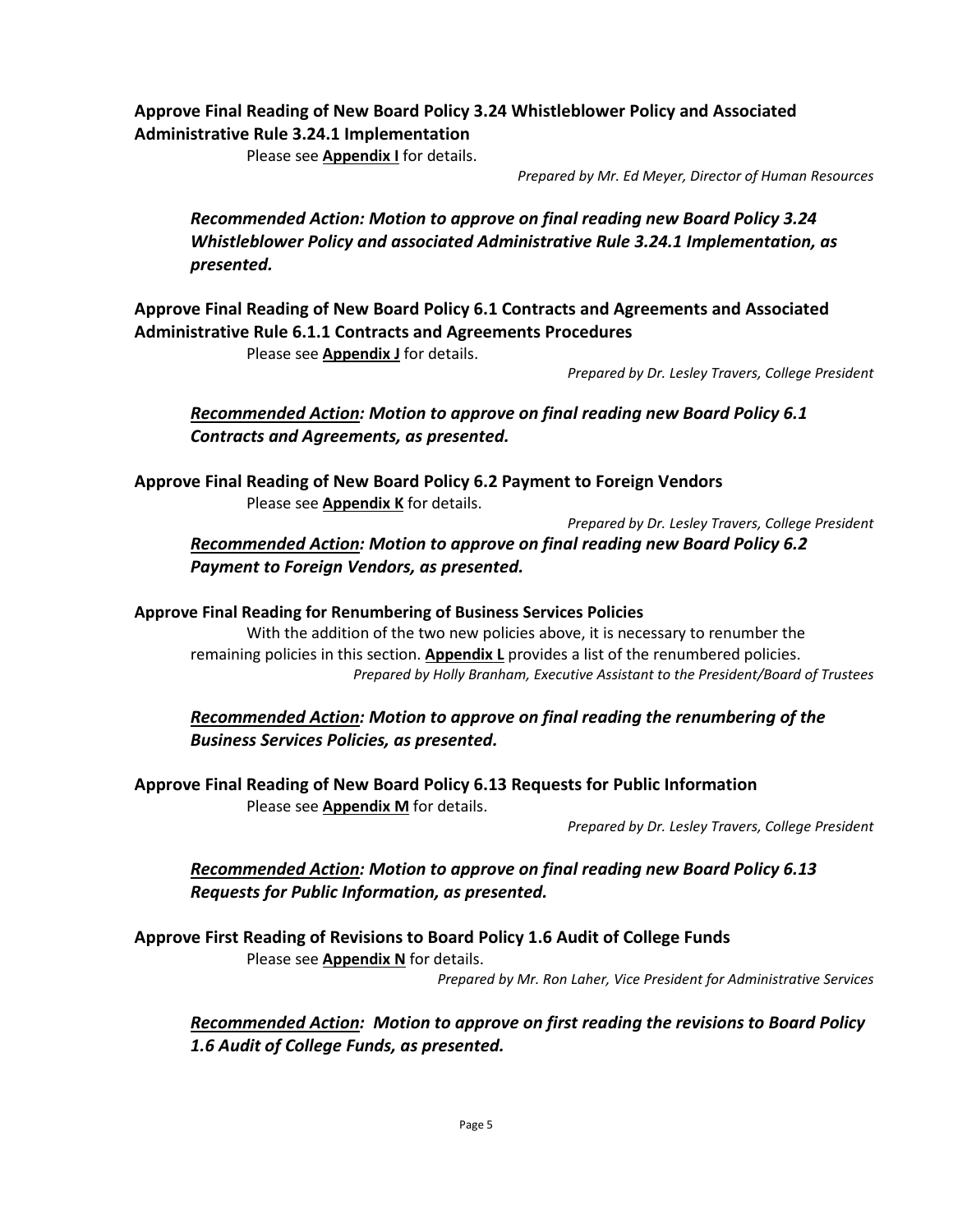**Approve Final Reading of New Board Policy 3.24 Whistleblower Policy and Associated Administrative Rule 3.24.1 Implementation**

Please see **Appendix I** for details.

*Prepared by Mr. Ed Meyer, Director of Human Resources*

***Recommended Action: Motion to approve on final reading new Board Policy 3.24 Whistleblower Policy and associated Administrative Rule 3.24.1 Implementation, as presented.***

**Approve Final Reading of New Board Policy 6.1 Contracts and Agreements and Associated Administrative Rule 6.1.1 Contracts and Agreements Procedures**

Please see **Appendix J** for details.

*Prepared by Dr. Lesley Travers, College President*

***Recommended Action: Motion to approve on final reading new Board Policy 6.1 Contracts and Agreements, as presented.***

**Approve Final Reading of New Board Policy 6.2 Payment to Foreign Vendors**

Please see **Appendix K** for details.

*Prepared by Dr. Lesley Travers, College President*

***Recommended Action: Motion to approve on final reading new Board Policy 6.2 Payment to Foreign Vendors, as presented.***

**Approve Final Reading for Renumbering of Business Services Policies**

With the addition of the two new policies above, it is necessary to renumber the remaining policies in this section. **Appendix L** provides a list of the renumbered policies.

*Prepared by Holly Branham, Executive Assistant to the President/Board of Trustees*

***Recommended Action: Motion to approve on final reading the renumbering of the Business Services Policies, as presented.***

**Approve Final Reading of New Board Policy 6.13 Requests for Public Information**

Please see **Appendix M** for details.

*Prepared by Dr. Lesley Travers, College President*

***Recommended Action: Motion to approve on final reading new Board Policy 6.13 Requests for Public Information, as presented.***

**Approve First Reading of Revisions to Board Policy 1.6 Audit of College Funds**

Please see **Appendix N** for details.

*Prepared by Mr. Ron Laher, Vice President for Administrative Services*

***Recommended Action: Motion to approve on first reading the revisions to Board Policy 1.6 Audit of College Funds, as presented.***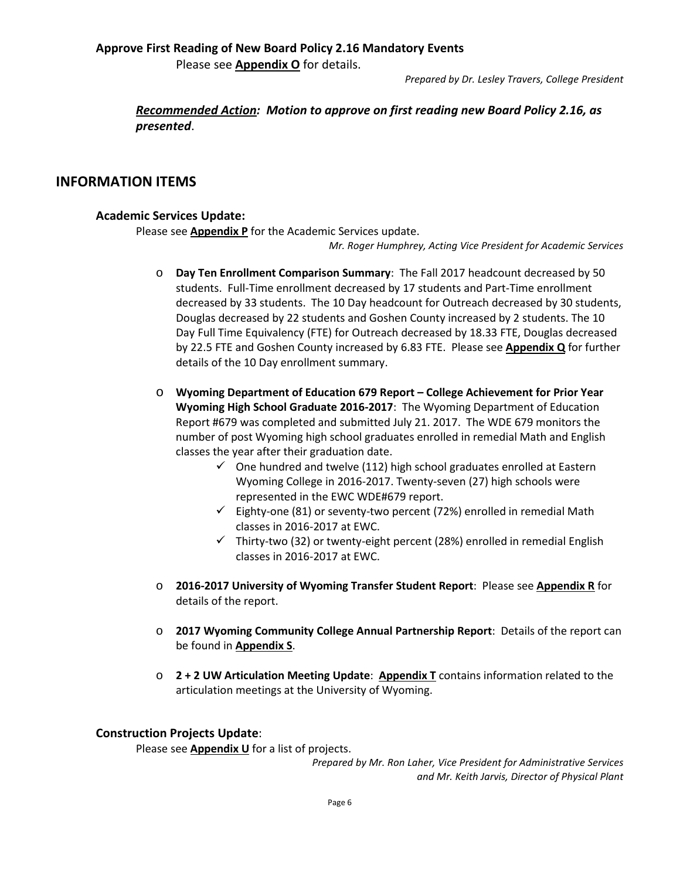### Approve First Reading of New Board Policy 2.16 Mandatory Events

Please see **Appendix O** for details.

*Prepared by Dr. Lesley Travers, College President*

***Recommended Action:*** ***Motion to approve on first reading new Board Policy 2.16, as presented.***

## INFORMATION ITEMS

### Academic Services Update:

Please see **Appendix P** for the Academic Services update.

*Mr. Roger Humphrey, Acting Vice President for Academic Services*

- **Day Ten Enrollment Comparison Summary**: The Fall 2017 headcount decreased by 50 students. Full-Time enrollment decreased by 17 students and Part-Time enrollment decreased by 33 students. The 10 Day headcount for Outreach decreased by 30 students, Douglas decreased by 22 students and Goshen County increased by 2 students. The 10 Day Full Time Equivalency (FTE) for Outreach decreased by 18.33 FTE, Douglas decreased by 22.5 FTE and Goshen County increased by 6.83 FTE. Please see **Appendix Q** for further details of the 10 Day enrollment summary.

- **Wyoming Department of Education 679 Report – College Achievement for Prior Year Wyoming High School Graduate 2016-2017**: The Wyoming Department of Education Report #679 was completed and submitted July 21. 2017. The WDE 679 monitors the number of post Wyoming high school graduates enrolled in remedial Math and English classes the year after their graduation date.
  - ✓ One hundred and twelve (112) high school graduates enrolled at Eastern Wyoming College in 2016-2017. Twenty-seven (27) high schools were represented in the EWC WDE#679 report.
  - ✓ Eighty-one (81) or seventy-two percent (72%) enrolled in remedial Math classes in 2016-2017 at EWC.
  - ✓ Thirty-two (32) or twenty-eight percent (28%) enrolled in remedial English classes in 2016-2017 at EWC.

- **2016-2017 University of Wyoming Transfer Student Report**: Please see **Appendix R** for details of the report.

- **2017 Wyoming Community College Annual Partnership Report**: Details of the report can be found in **Appendix S**.

- **2 + 2 UW Articulation Meeting Update**: **Appendix T** contains information related to the articulation meetings at the University of Wyoming.

### Construction Projects Update:

Please see **Appendix U** for a list of projects.

*Prepared by Mr. Ron Laher, Vice President for Administrative Services and Mr. Keith Jarvis, Director of Physical Plant*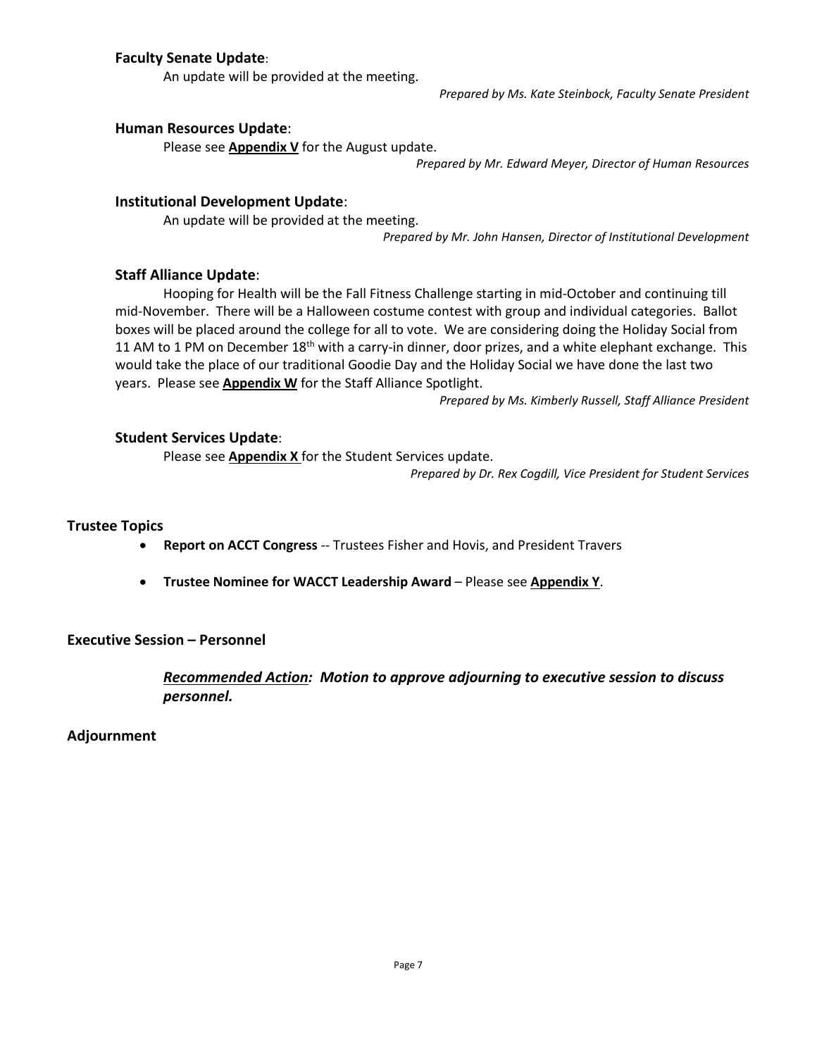### **Faculty Senate Update**:

An update will be provided at the meeting.

*Prepared by Ms. Kate Steinbock, Faculty Senate President*

### **Human Resources Update**:

Please see **Appendix V** for the August update.

*Prepared by Mr. Edward Meyer, Director of Human Resources*

### **Institutional Development Update**:

An update will be provided at the meeting.

*Prepared by Mr. John Hansen, Director of Institutional Development*

### **Staff Alliance Update**:

Hooping for Health will be the Fall Fitness Challenge starting in mid-October and continuing till mid-November. There will be a Halloween costume contest with group and individual categories. Ballot boxes will be placed around the college for all to vote. We are considering doing the Holiday Social from 11 AM to 1 PM on December 18th with a carry-in dinner, door prizes, and a white elephant exchange. This would take the place of our traditional Goodie Day and the Holiday Social we have done the last two years. Please see **Appendix W** for the Staff Alliance Spotlight.

*Prepared by Ms. Kimberly Russell, Staff Alliance President*

### **Student Services Update**:

Please see **Appendix X** for the Student Services update.

*Prepared by Dr. Rex Cogdill, Vice President for Student Services*

## **Trustee Topics**

- **Report on ACCT Congress** -- Trustees Fisher and Hovis, and President Travers
- **Trustee Nominee for WACCT Leadership Award** – Please see **Appendix Y**.

## **Executive Session – Personnel**

***Recommended Action:* *Motion to approve adjourning to executive session to discuss personnel.***

## **Adjournment**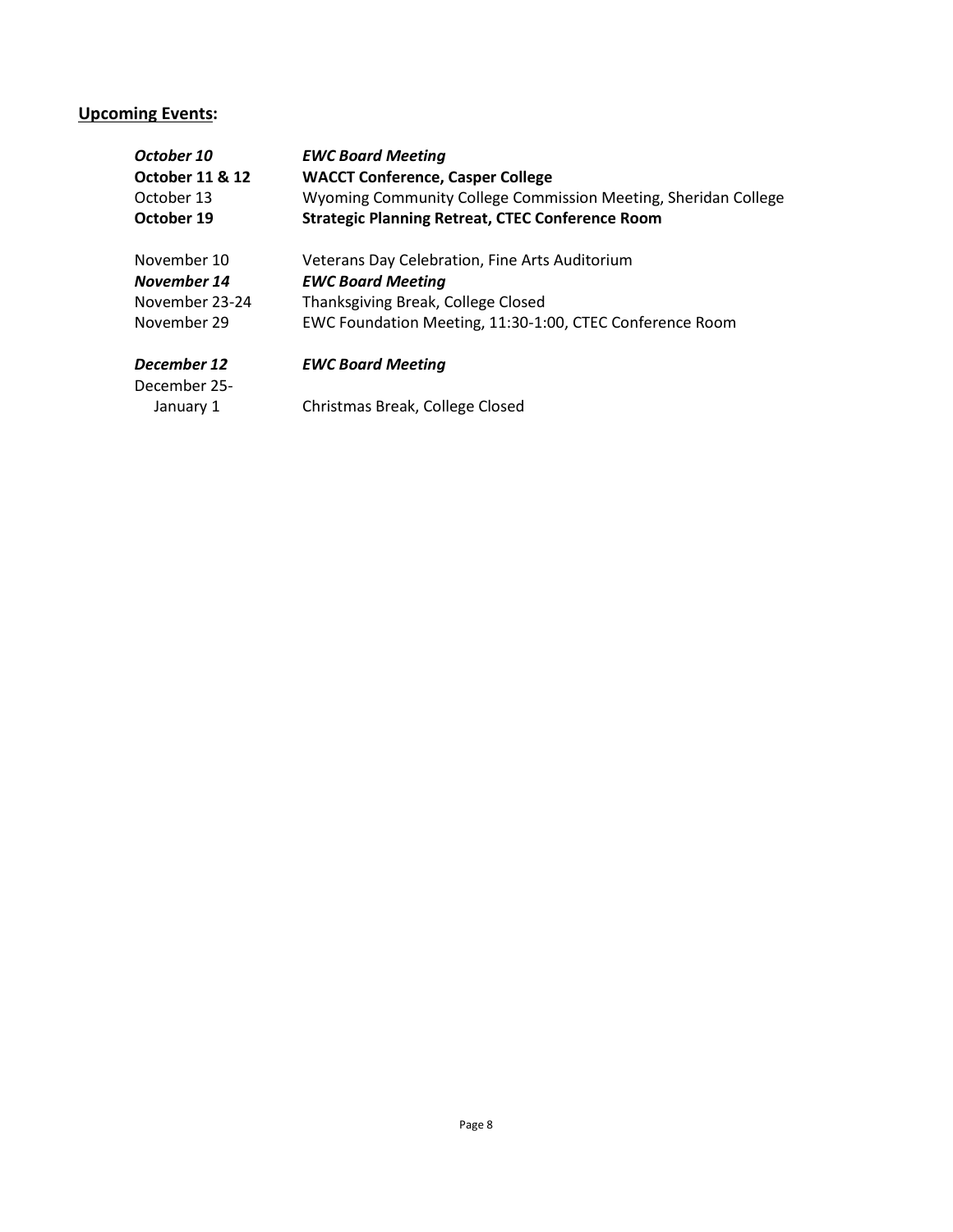**<u>Upcoming Events</u>:**

| | |
|---|---|
| ***October 10*** | ***EWC Board Meeting*** |
| **October 11 & 12** | **WACCT Conference, Casper College** |
| October 13 | Wyoming Community College Commission Meeting, Sheridan College |
| **October 19** | **Strategic Planning Retreat, CTEC Conference Room** |
| November 10 | Veterans Day Celebration, Fine Arts Auditorium |
| ***November 14*** | ***EWC Board Meeting*** |
| November 23-24 | Thanksgiving Break, College Closed |
| November 29 | EWC Foundation Meeting, 11:30-1:00, CTEC Conference Room |
| ***December 12*** | ***EWC Board Meeting*** |
| December 25-January 1 | Christmas Break, College Closed |